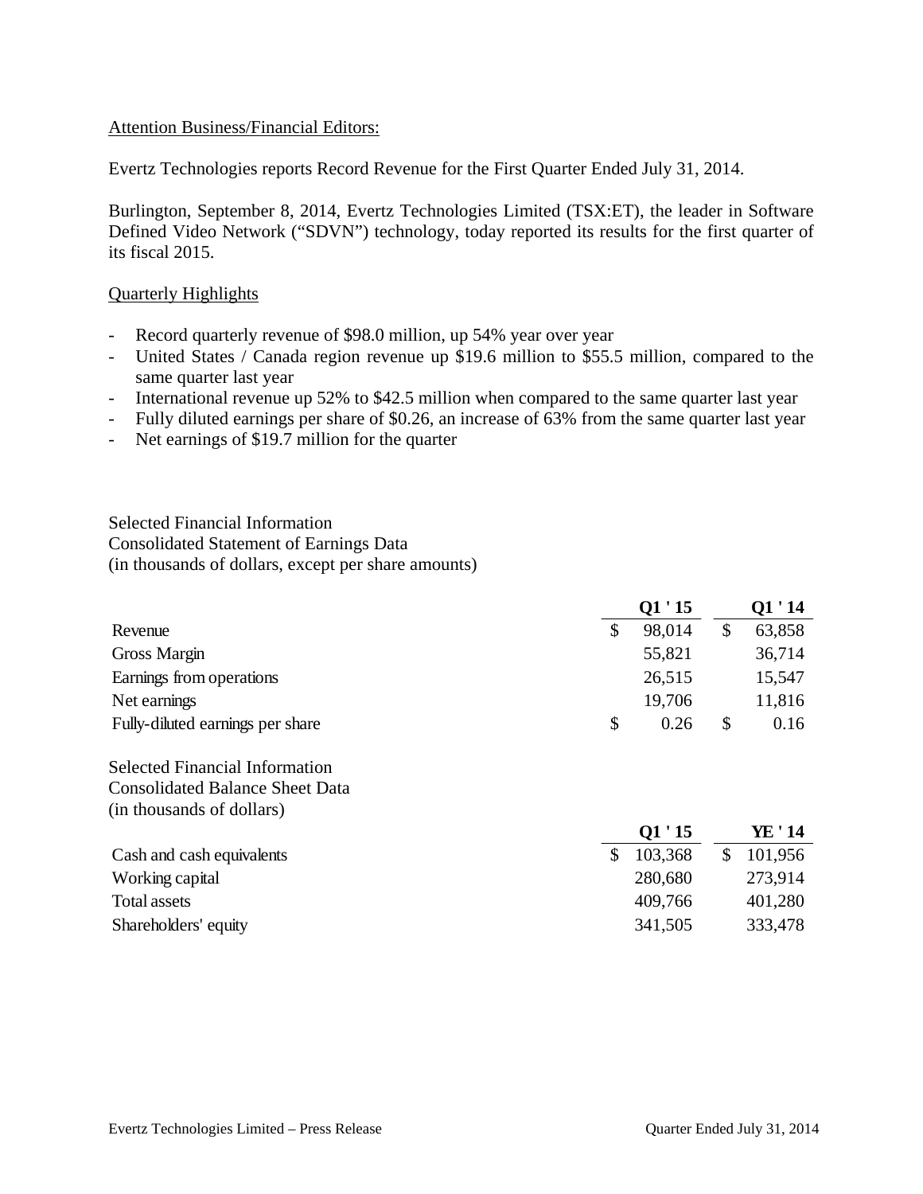Attention Business/Financial Editors:

Evertz Technologies reports Record Revenue for the First Quarter Ended July 31, 2014.

Burlington, September 8, 2014, Evertz Technologies Limited (TSX:ET), the leader in Software Defined Video Network ("SDVN") technology, today reported its results for the first quarter of its fiscal 2015.

Quarterly Highlights

- Record quarterly revenue of $98.0 million, up 54% year over year
- United States / Canada region revenue up $19.6 million to $55.5 million, compared to the same quarter last year
- International revenue up 52% to $42.5 million when compared to the same quarter last year
- Fully diluted earnings per share of $0.26, an increase of 63% from the same quarter last year
- Net earnings of $19.7 million for the quarter

Selected Financial Information
Consolidated Statement of Earnings Data
(in thousands of dollars, except per share amounts)

| | Q1 ' 15 | Q1 ' 14 |
|---|---|---|
| Revenue | $ 98,014 | $ 63,858 |
| Gross Margin | 55,821 | 36,714 |
| Earnings from operations | 26,515 | 15,547 |
| Net earnings | 19,706 | 11,816 |
| Fully-diluted earnings per share | $ 0.26 | $ 0.16 |

Selected Financial Information
Consolidated Balance Sheet Data
(in thousands of dollars)

| | Q1 ' 15 | YE ' 14 |
|---|---|---|
| Cash and cash equivalents | $ 103,368 | $ 101,956 |
| Working capital | 280,680 | 273,914 |
| Total assets | 409,766 | 401,280 |
| Shareholders' equity | 341,505 | 333,478 |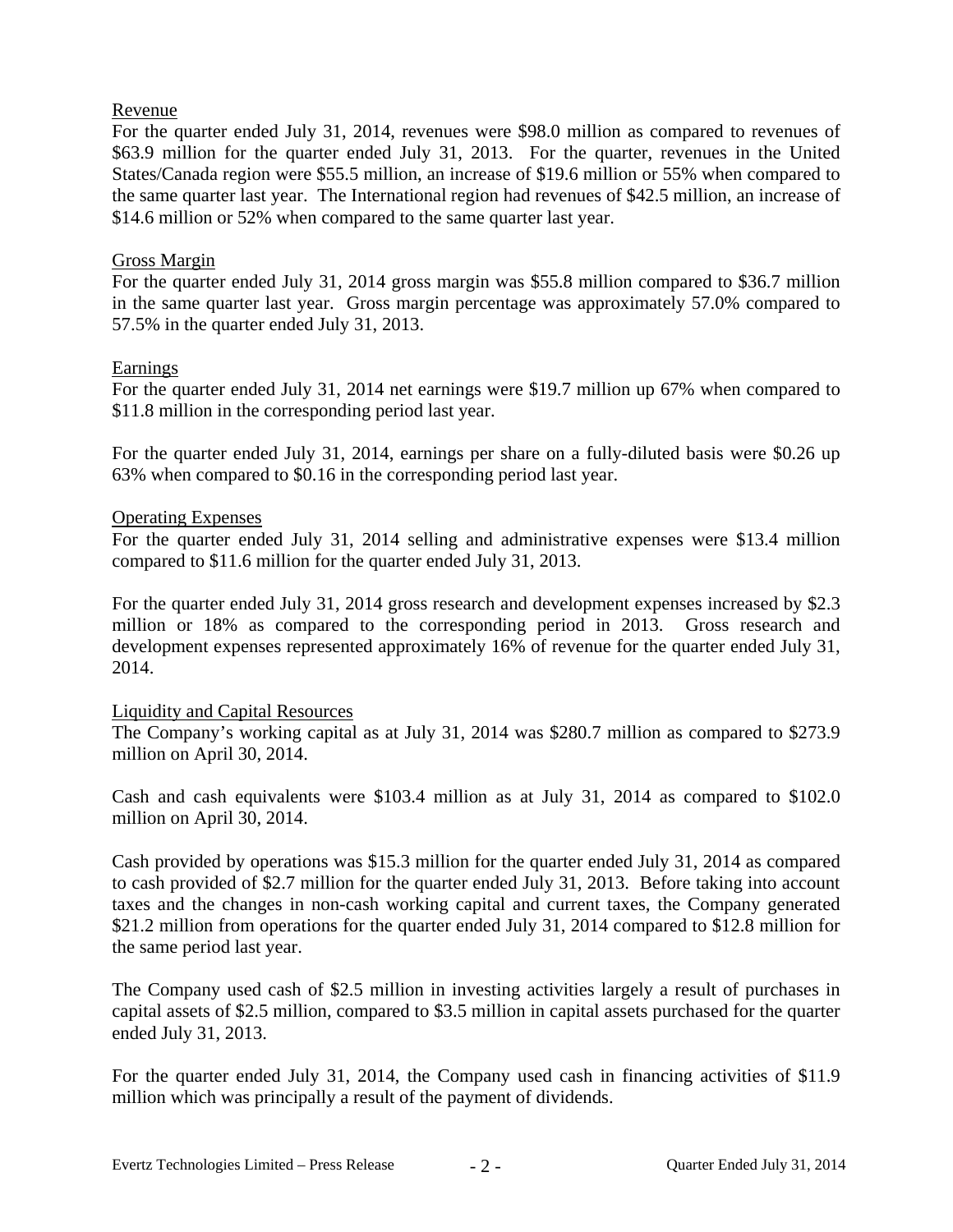## Revenue

For the quarter ended July 31, 2014, revenues were $98.0 million as compared to revenues of $63.9 million for the quarter ended July 31, 2013. For the quarter, revenues in the United States/Canada region were $55.5 million, an increase of $19.6 million or 55% when compared to the same quarter last year. The International region had revenues of $42.5 million, an increase of $14.6 million or 52% when compared to the same quarter last year.

## Gross Margin

For the quarter ended July 31, 2014 gross margin was $55.8 million compared to $36.7 million in the same quarter last year. Gross margin percentage was approximately 57.0% compared to 57.5% in the quarter ended July 31, 2013.

## Earnings

For the quarter ended July 31, 2014 net earnings were $19.7 million up 67% when compared to $11.8 million in the corresponding period last year.

For the quarter ended July 31, 2014, earnings per share on a fully-diluted basis were $0.26 up 63% when compared to $0.16 in the corresponding period last year.

## Operating Expenses

For the quarter ended July 31, 2014 selling and administrative expenses were $13.4 million compared to $11.6 million for the quarter ended July 31, 2013.

For the quarter ended July 31, 2014 gross research and development expenses increased by $2.3 million or 18% as compared to the corresponding period in 2013. Gross research and development expenses represented approximately 16% of revenue for the quarter ended July 31, 2014.

## Liquidity and Capital Resources

The Company's working capital as at July 31, 2014 was $280.7 million as compared to $273.9 million on April 30, 2014.

Cash and cash equivalents were $103.4 million as at July 31, 2014 as compared to $102.0 million on April 30, 2014.

Cash provided by operations was $15.3 million for the quarter ended July 31, 2014 as compared to cash provided of $2.7 million for the quarter ended July 31, 2013. Before taking into account taxes and the changes in non-cash working capital and current taxes, the Company generated $21.2 million from operations for the quarter ended July 31, 2014 compared to $12.8 million for the same period last year.

The Company used cash of $2.5 million in investing activities largely a result of purchases in capital assets of $2.5 million, compared to $3.5 million in capital assets purchased for the quarter ended July 31, 2013.

For the quarter ended July 31, 2014, the Company used cash in financing activities of $11.9 million which was principally a result of the payment of dividends.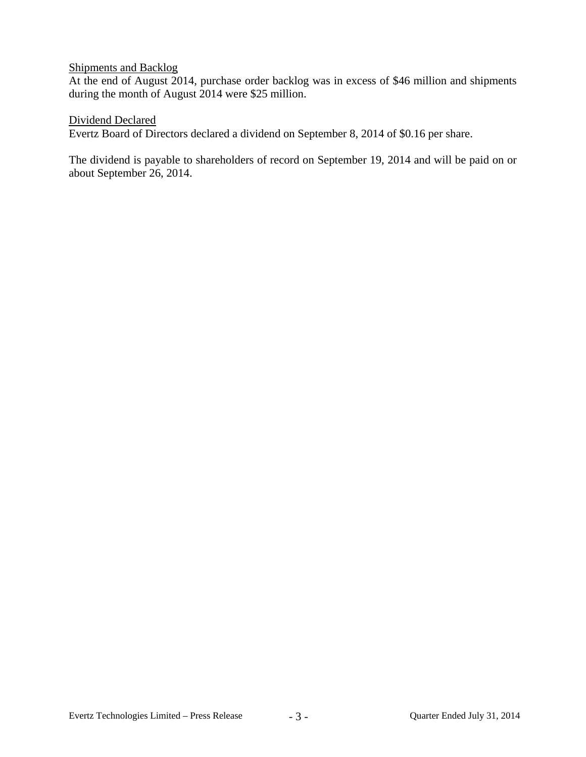<u>Shipments and Backlog</u>

At the end of August 2014, purchase order backlog was in excess of $46 million and shipments during the month of August 2014 were $25 million.

<u>Dividend Declared</u>

Evertz Board of Directors declared a dividend on September 8, 2014 of $0.16 per share.

The dividend is payable to shareholders of record on September 19, 2014 and will be paid on or about September 26, 2014.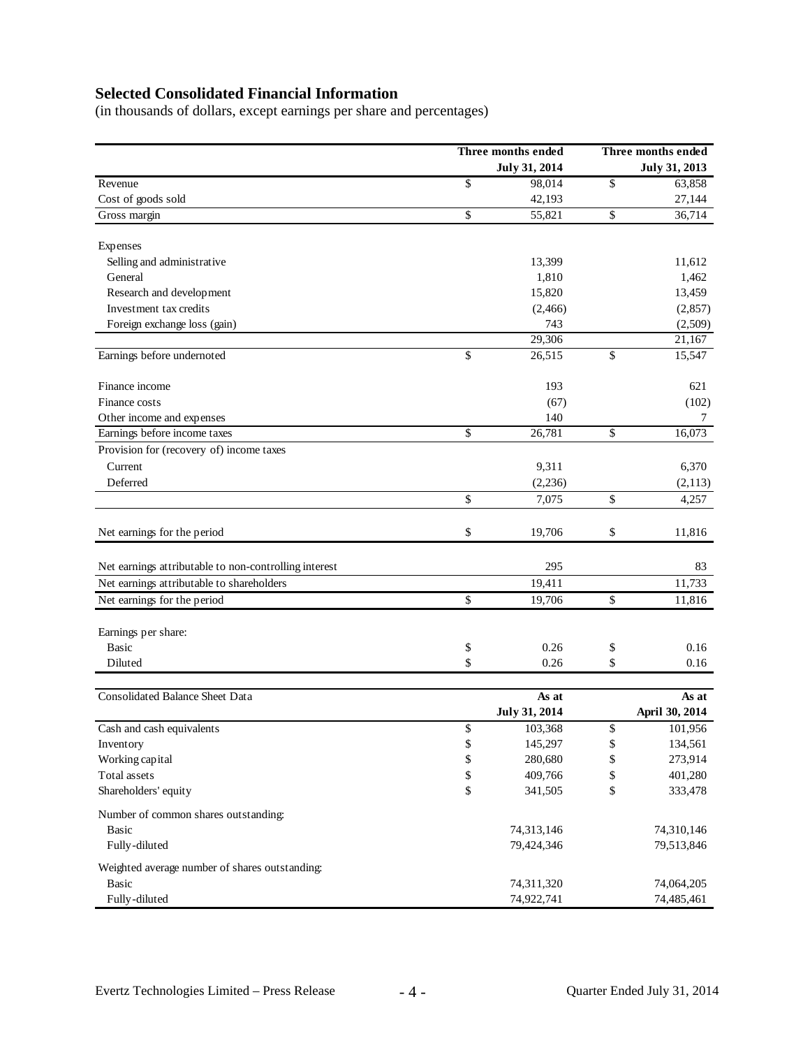## Selected Consolidated Financial Information

(in thousands of dollars, except earnings per share and percentages)

| | Three months ended July 31, 2014 | Three months ended July 31, 2013 |
|---|---|---|
| Revenue | $ 98,014 | $ 63,858 |
| Cost of goods sold | 42,193 | 27,144 |
| Gross margin | $ 55,821 | $ 36,714 |
| | | |
| Expenses | | |
| Selling and administrative | 13,399 | 11,612 |
| General | 1,810 | 1,462 |
| Research and development | 15,820 | 13,459 |
| Investment tax credits | (2,466) | (2,857) |
| Foreign exchange loss (gain) | 743 | (2,509) |
| | 29,306 | 21,167 |
| Earnings before undernoted | $ 26,515 | $ 15,547 |
| | | |
| Finance income | 193 | 621 |
| Finance costs | (67) | (102) |
| Other income and expenses | 140 | 7 |
| Earnings before income taxes | $ 26,781 | $ 16,073 |
| Provision for (recovery of) income taxes | | |
| Current | 9,311 | 6,370 |
| Deferred | (2,236) | (2,113) |
| | $ 7,075 | $ 4,257 |
| | | |
| Net earnings for the period | $ 19,706 | $ 11,816 |
| | | |
| Net earnings attributable to non-controlling interest | 295 | 83 |
| Net earnings attributable to shareholders | 19,411 | 11,733 |
| Net earnings for the period | $ 19,706 | $ 11,816 |
| | | |
| Earnings per share: | | |
| Basic | $ 0.26 | $ 0.16 |
| Diluted | $ 0.26 | $ 0.16 |

| Consolidated Balance Sheet Data | As at July 31, 2014 | As at April 30, 2014 |
|---|---|---|
| Cash and cash equivalents | $ 103,368 | $ 101,956 |
| Inventory | $ 145,297 | $ 134,561 |
| Working capital | $ 280,680 | $ 273,914 |
| Total assets | $ 409,766 | $ 401,280 |
| Shareholders' equity | $ 341,505 | $ 333,478 |
| | | |
| Number of common shares outstanding: | | |
| Basic | 74,313,146 | 74,310,146 |
| Fully-diluted | 79,424,346 | 79,513,846 |
| | | |
| Weighted average number of shares outstanding: | | |
| Basic | 74,311,320 | 74,064,205 |
| Fully-diluted | 74,922,741 | 74,485,461 |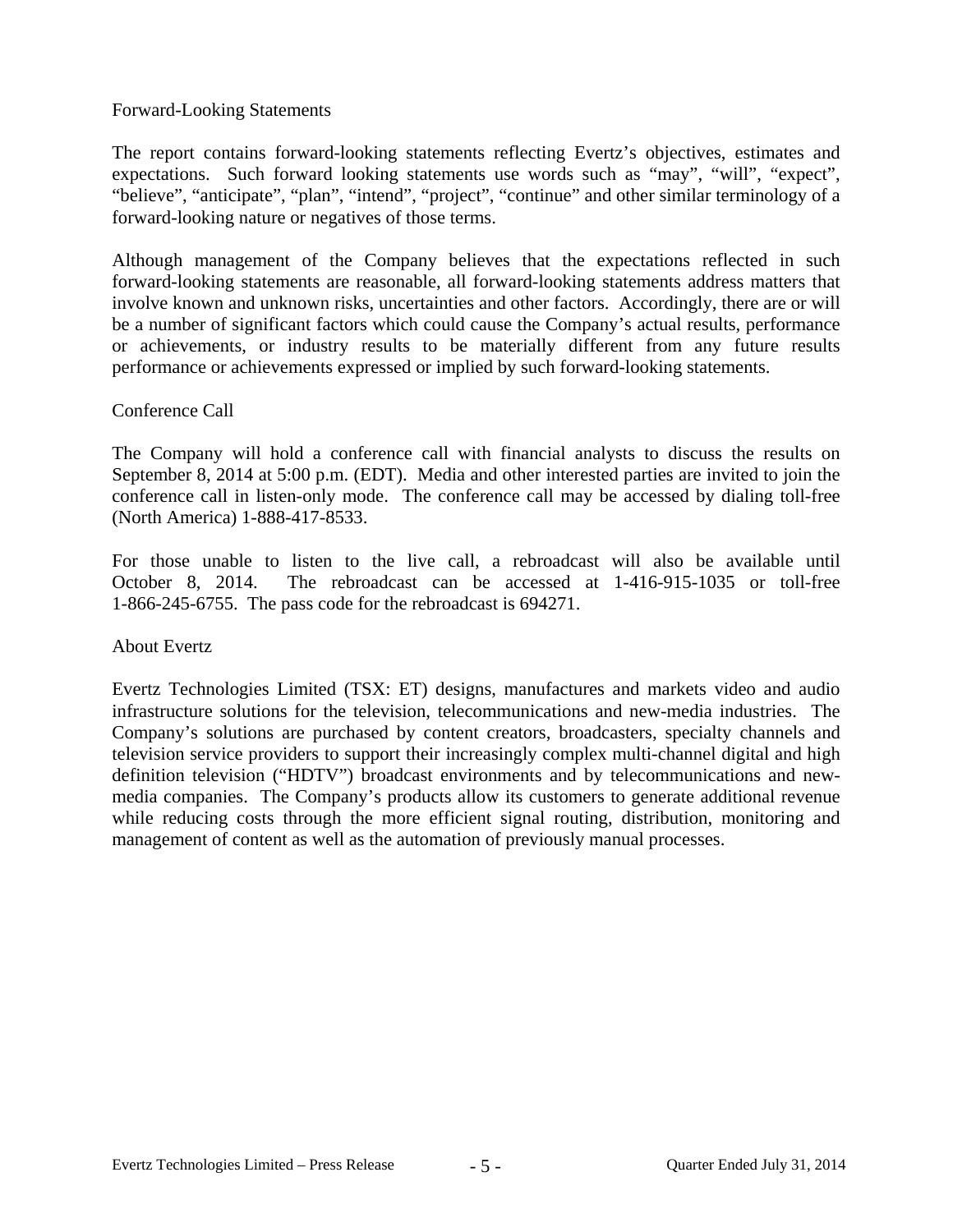## Forward-Looking Statements

The report contains forward-looking statements reflecting Evertz's objectives, estimates and expectations. Such forward looking statements use words such as "may", "will", "expect", "believe", "anticipate", "plan", "intend", "project", "continue" and other similar terminology of a forward-looking nature or negatives of those terms.

Although management of the Company believes that the expectations reflected in such forward-looking statements are reasonable, all forward-looking statements address matters that involve known and unknown risks, uncertainties and other factors. Accordingly, there are or will be a number of significant factors which could cause the Company's actual results, performance or achievements, or industry results to be materially different from any future results performance or achievements expressed or implied by such forward-looking statements.

## Conference Call

The Company will hold a conference call with financial analysts to discuss the results on September 8, 2014 at 5:00 p.m. (EDT). Media and other interested parties are invited to join the conference call in listen-only mode. The conference call may be accessed by dialing toll-free (North America) 1-888-417-8533.

For those unable to listen to the live call, a rebroadcast will also be available until October 8, 2014. The rebroadcast can be accessed at 1-416-915-1035 or toll-free 1-866-245-6755. The pass code for the rebroadcast is 694271.

## About Evertz

Evertz Technologies Limited (TSX: ET) designs, manufactures and markets video and audio infrastructure solutions for the television, telecommunications and new-media industries. The Company's solutions are purchased by content creators, broadcasters, specialty channels and television service providers to support their increasingly complex multi-channel digital and high definition television ("HDTV") broadcast environments and by telecommunications and new-media companies. The Company's products allow its customers to generate additional revenue while reducing costs through the more efficient signal routing, distribution, monitoring and management of content as well as the automation of previously manual processes.